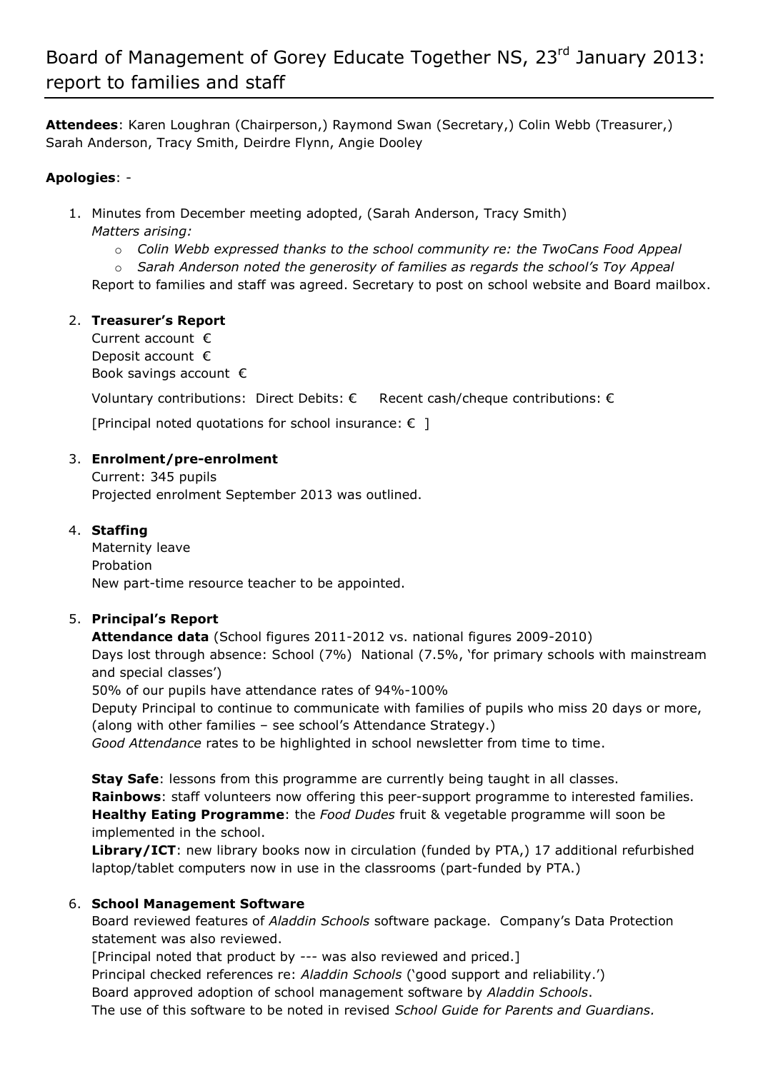# Board of Management of Gorey Educate Together NS, 23rd January 2013: report to families and staff

**Attendees**: Karen Loughran (Chairperson,) Raymond Swan (Secretary,) Colin Webb (Treasurer,) Sarah Anderson, Tracy Smith, Deirdre Flynn, Angie Dooley

**Apologies**: -

1. Minutes from December meeting adopted, (Sarah Anderson, Tracy Smith)
   *Matters arising:*
   - *Colin Webb expressed thanks to the school community re: the TwoCans Food Appeal*
   - *Sarah Anderson noted the generosity of families as regards the school's Toy Appeal*

   Report to families and staff was agreed. Secretary to post on school website and Board mailbox.

2. **Treasurer's Report**
   Current account €
   Deposit account €
   Book savings account €

   Voluntary contributions: Direct Debits: € Recent cash/cheque contributions: €

   [Principal noted quotations for school insurance: € ]

3. **Enrolment/pre-enrolment**
   Current: 345 pupils
   Projected enrolment September 2013 was outlined.

4. **Staffing**
   Maternity leave
   Probation
   New part-time resource teacher to be appointed.

5. **Principal's Report**
   **Attendance data** (School figures 2011-2012 vs. national figures 2009-2010)
   Days lost through absence: School (7%) National (7.5%, 'for primary schools with mainstream and special classes')
   50% of our pupils have attendance rates of 94%-100%
   Deputy Principal to continue to communicate with families of pupils who miss 20 days or more, (along with other families – see school's Attendance Strategy.)
   *Good Attendance* rates to be highlighted in school newsletter from time to time.

   **Stay Safe**: lessons from this programme are currently being taught in all classes.
   **Rainbows**: staff volunteers now offering this peer-support programme to interested families.
   **Healthy Eating Programme**: the *Food Dudes* fruit & vegetable programme will soon be implemented in the school.
   **Library/ICT**: new library books now in circulation (funded by PTA,) 17 additional refurbished laptop/tablet computers now in use in the classrooms (part-funded by PTA.)

6. **School Management Software**
   Board reviewed features of *Aladdin Schools* software package. Company's Data Protection statement was also reviewed.
   [Principal noted that product by --- was also reviewed and priced.]
   Principal checked references re: *Aladdin Schools* ('good support and reliability.')
   Board approved adoption of school management software by *Aladdin Schools*.
   The use of this software to be noted in revised *School Guide for Parents and Guardians*.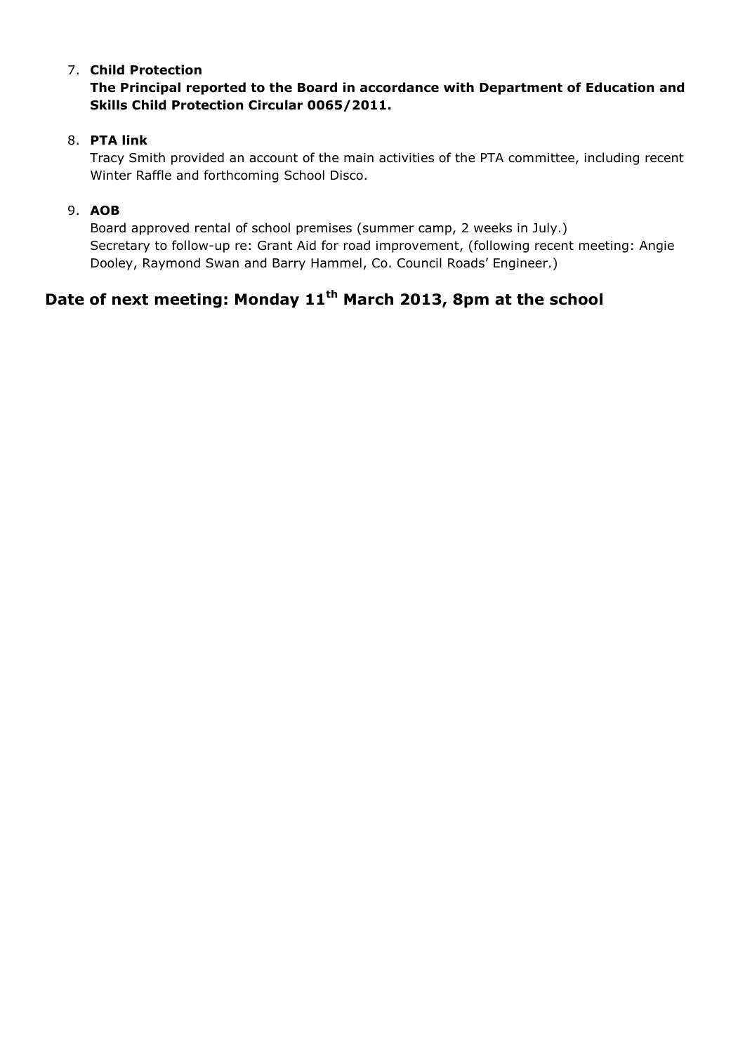7. **Child Protection**
   **The Principal reported to the Board in accordance with Department of Education and Skills Child Protection Circular 0065/2011.**

8. **PTA link**
   Tracy Smith provided an account of the main activities of the PTA committee, including recent Winter Raffle and forthcoming School Disco.

9. **AOB**
   Board approved rental of school premises (summer camp, 2 weeks in July.)
   Secretary to follow-up re: Grant Aid for road improvement, (following recent meeting: Angie Dooley, Raymond Swan and Barry Hammel, Co. Council Roads' Engineer.)

## Date of next meeting: Monday 11th March 2013, 8pm at the school